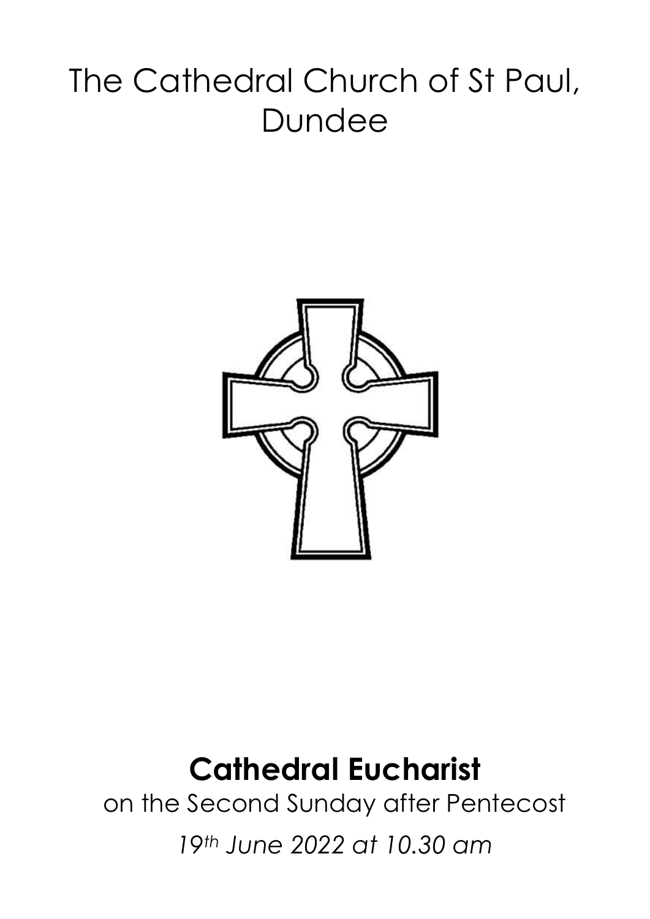# The Cathedral Church of St Paul, Dundee

## Cathedral Eucharist

on the Second Sunday after Pentecost

*19th June 2022 at 10.30 am*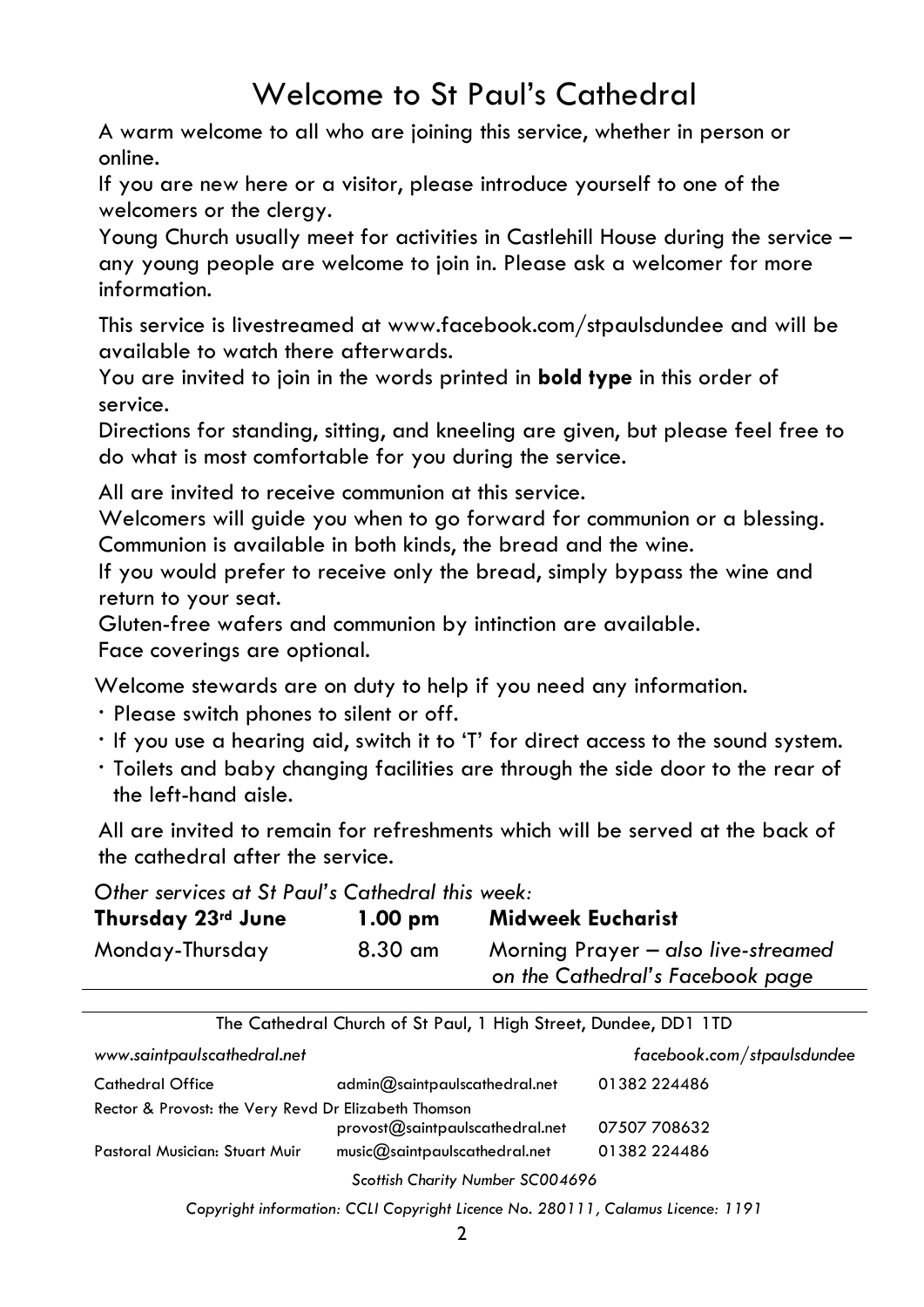# Welcome to St Paul's Cathedral

A warm welcome to all who are joining this service, whether in person or online.

If you are new here or a visitor, please introduce yourself to one of the welcomers or the clergy.

Young Church usually meet for activities in Castlehill House during the service – any young people are welcome to join in. Please ask a welcomer for more information.

This service is livestreamed at www.facebook.com/stpaulsdundee and will be available to watch there afterwards.

You are invited to join in the words printed in **bold type** in this order of service.

Directions for standing, sitting, and kneeling are given, but please feel free to do what is most comfortable for you during the service.

All are invited to receive communion at this service.

Welcomers will guide you when to go forward for communion or a blessing.

Communion is available in both kinds, the bread and the wine.

If you would prefer to receive only the bread, simply bypass the wine and return to your seat.

Gluten-free wafers and communion by intinction are available.

Face coverings are optional.

Welcome stewards are on duty to help if you need any information.

- Please switch phones to silent or off.
- If you use a hearing aid, switch it to 'T' for direct access to the sound system.
- Toilets and baby changing facilities are through the side door to the rear of the left-hand aisle.

All are invited to remain for refreshments which will be served at the back of the cathedral after the service.

*Other services at St Paul's Cathedral this week:*

| | | |
|---|---|---|
| **Thursday 23rd June** | **1.00 pm** | **Midweek Eucharist** |
| Monday-Thursday | 8.30 am | Morning Prayer – *also live-streamed on the Cathedral's Facebook page* |

The Cathedral Church of St Paul, 1 High Street, Dundee, DD1 1TD

*www.saintpaulscathedral.net* | *facebook.com/stpaulsdundee*

| | | |
|---|---|---|
| Cathedral Office | admin@saintpaulscathedral.net | 01382 224486 |
| Rector & Provost: the Very Revd Dr Elizabeth Thomson | provost@saintpaulscathedral.net | 07507 708632 |
| Pastoral Musician: Stuart Muir | music@saintpaulscathedral.net | 01382 224486 |

*Scottish Charity Number SC004696*

*Copyright information: CCLI Copyright Licence No. 280111, Calamus Licence: 1191*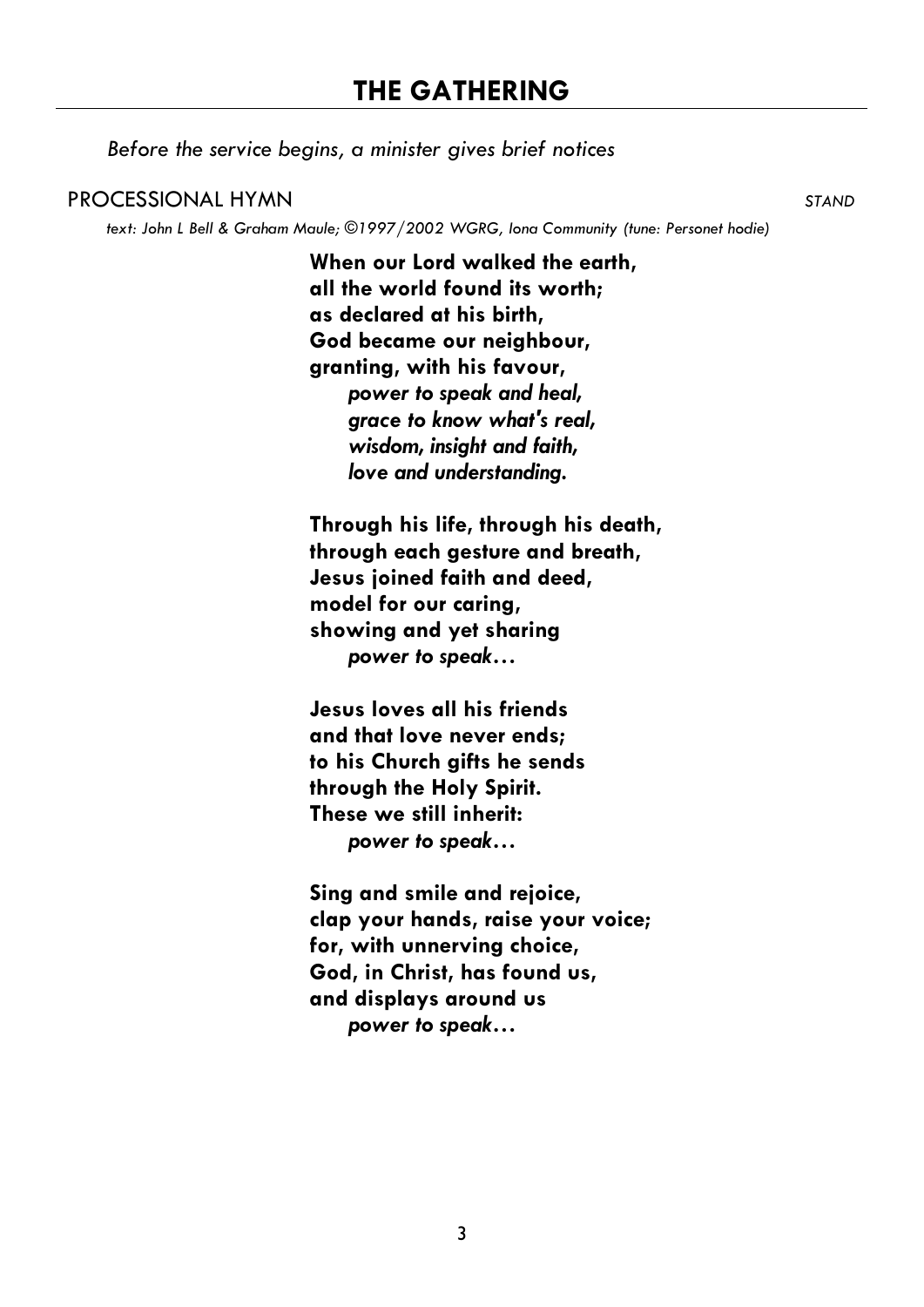# THE GATHERING

*Before the service begins, a minister gives brief notices*

PROCESSIONAL HYMN *STAND*

*text: John L Bell & Graham Maule; ©1997/2002 WGRG, Iona Community (tune: Personet hodie)*

**When our Lord walked the earth,**
**all the world found its worth;**
**as declared at his birth,**
**God became our neighbour,**
**granting, with his favour,**
***power to speak and heal,***
***grace to know what's real,***
***wisdom, insight and faith,***
***love and understanding.***

**Through his life, through his death,**
**through each gesture and breath,**
**Jesus joined faith and deed,**
**model for our caring,**
**showing and yet sharing**
***power to speak…***

**Jesus loves all his friends**
**and that love never ends;**
**to his Church gifts he sends**
**through the Holy Spirit.**
**These we still inherit:**
***power to speak…***

**Sing and smile and rejoice,**
**clap your hands, raise your voice;**
**for, with unnerving choice,**
**God, in Christ, has found us,**
**and displays around us**
***power to speak…***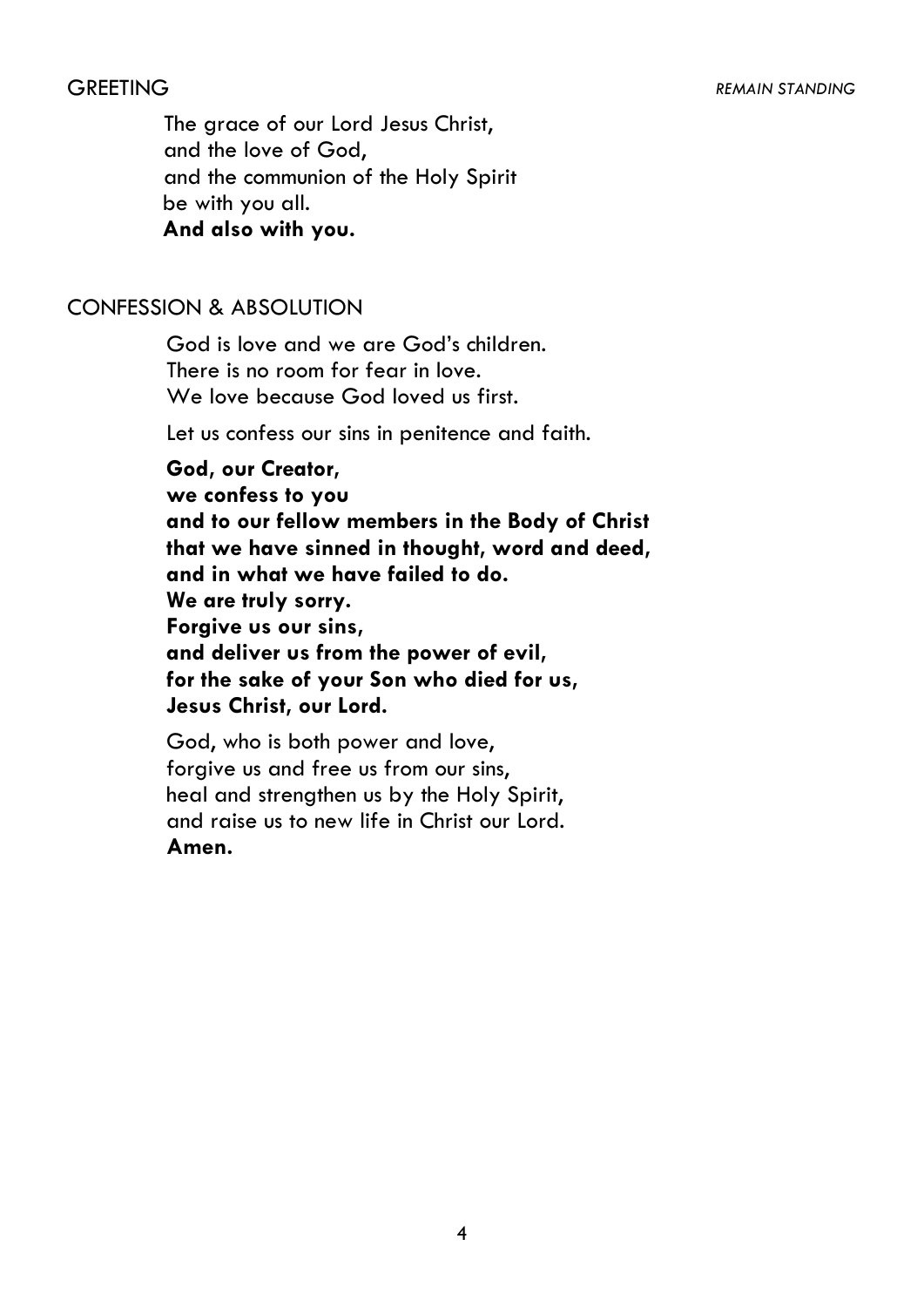## GREETING

*REMAIN STANDING*

The grace of our Lord Jesus Christ,
and the love of God,
and the communion of the Holy Spirit
be with you all.
**And also with you.**

## CONFESSION & ABSOLUTION

God is love and we are God's children.
There is no room for fear in love.
We love because God loved us first.

Let us confess our sins in penitence and faith.

**God, our Creator,**
**we confess to you**
**and to our fellow members in the Body of Christ**
**that we have sinned in thought, word and deed,**
**and in what we have failed to do.**
**We are truly sorry.**
**Forgive us our sins,**
**and deliver us from the power of evil,**
**for the sake of your Son who died for us,**
**Jesus Christ, our Lord.**

God, who is both power and love,
forgive us and free us from our sins,
heal and strengthen us by the Holy Spirit,
and raise us to new life in Christ our Lord.
**Amen.**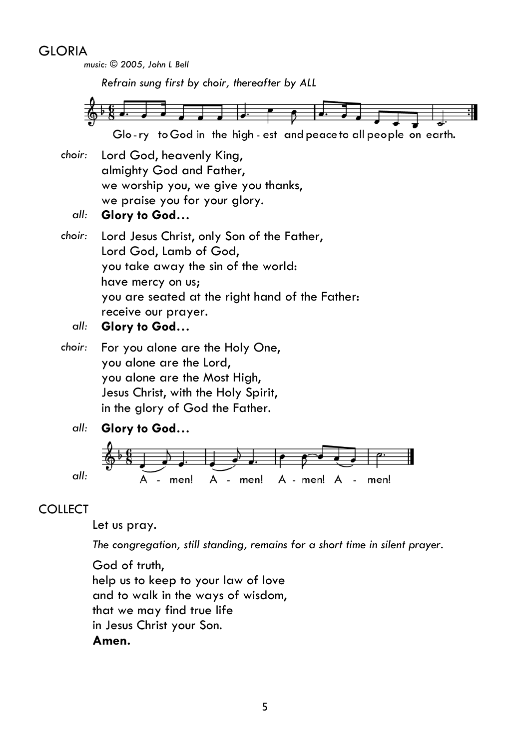## GLORIA

*music: © 2005, John L Bell*

*Refrain sung first by choir, thereafter by ALL*

Glo - ry to God in the high - est and peace to all people on earth.

*choir:* Lord God, heavenly King,
almighty God and Father,
we worship you, we give you thanks,
we praise you for your glory.

*all:* **Glory to God…**

*choir:* Lord Jesus Christ, only Son of the Father,
Lord God, Lamb of God,
you take away the sin of the world:
have mercy on us;
you are seated at the right hand of the Father:
receive our prayer.

*all:* **Glory to God…**

*choir:* For you alone are the Holy One,
you alone are the Lord,
you alone are the Most High,
Jesus Christ, with the Holy Spirit,
in the glory of God the Father.

*all:* **Glory to God…**

*all:* A - men! A - men! A - men! A - men!

## COLLECT

Let us pray.

*The congregation, still standing, remains for a short time in silent prayer.*

God of truth,
help us to keep to your law of love
and to walk in the ways of wisdom,
that we may find true life
in Jesus Christ your Son.
**Amen.**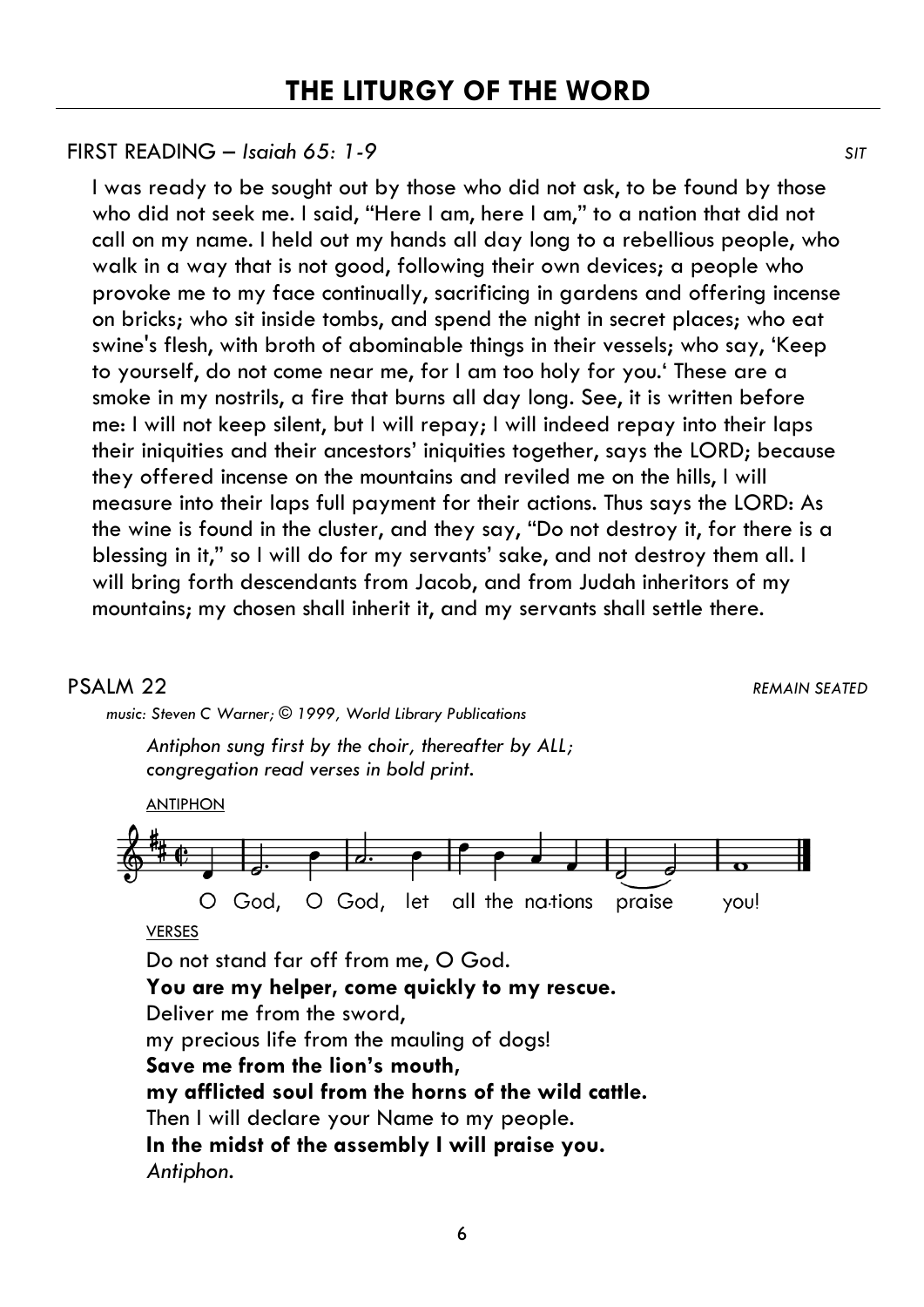# THE LITURGY OF THE WORD

FIRST READING – *Isaiah 65: 1-9* *SIT*

I was ready to be sought out by those who did not ask, to be found by those who did not seek me. I said, "Here I am, here I am," to a nation that did not call on my name. I held out my hands all day long to a rebellious people, who walk in a way that is not good, following their own devices; a people who provoke me to my face continually, sacrificing in gardens and offering incense on bricks; who sit inside tombs, and spend the night in secret places; who eat swine's flesh, with broth of abominable things in their vessels; who say, 'Keep to yourself, do not come near me, for I am too holy for you.' These are a smoke in my nostrils, a fire that burns all day long. See, it is written before me: I will not keep silent, but I will repay; I will indeed repay into their laps their iniquities and their ancestors' iniquities together, says the LORD; because they offered incense on the mountains and reviled me on the hills, I will measure into their laps full payment for their actions. Thus says the LORD: As the wine is found in the cluster, and they say, "Do not destroy it, for there is a blessing in it," so I will do for my servants' sake, and not destroy them all. I will bring forth descendants from Jacob, and from Judah inheritors of my mountains; my chosen shall inherit it, and my servants shall settle there.

PSALM 22 *REMAIN SEATED*

*music: Steven C Warner; © 1999, World Library Publications*

*Antiphon sung first by the choir, thereafter by ALL; congregation read verses in bold print.*

ANTIPHON

O God, O God, let all the na-tions praise you!

VERSES

Do not stand far off from me, O God.
**You are my helper, come quickly to my rescue.**
Deliver me from the sword,
my precious life from the mauling of dogs!
**Save me from the lion's mouth,**
**my afflicted soul from the horns of the wild cattle.**
Then I will declare your Name to my people.
**In the midst of the assembly I will praise you.**
*Antiphon.*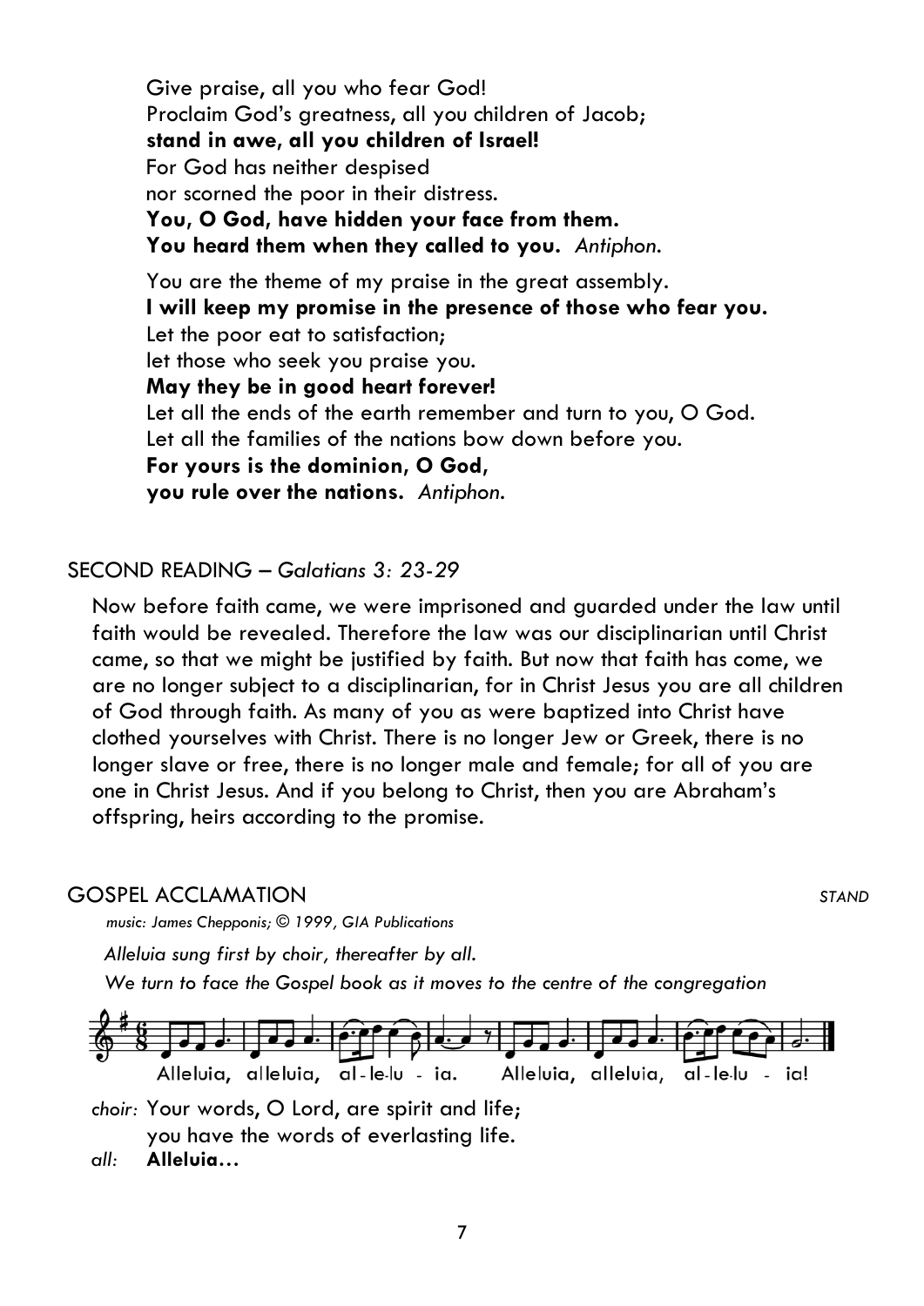Give praise, all you who fear God!
Proclaim God's greatness, all you children of Jacob;
**stand in awe, all you children of Israel!**
For God has neither despised
nor scorned the poor in their distress.
**You, O God, have hidden your face from them.**
**You heard them when they called to you.** *Antiphon.*

You are the theme of my praise in the great assembly.
**I will keep my promise in the presence of those who fear you.**
Let the poor eat to satisfaction;
let those who seek you praise you.
**May they be in good heart forever!**
Let all the ends of the earth remember and turn to you, O God.
Let all the families of the nations bow down before you.
**For yours is the dominion, O God,**
**you rule over the nations.** *Antiphon.*

## SECOND READING – *Galatians 3: 23-29*

Now before faith came, we were imprisoned and guarded under the law until faith would be revealed. Therefore the law was our disciplinarian until Christ came, so that we might be justified by faith. But now that faith has come, we are no longer subject to a disciplinarian, for in Christ Jesus you are all children of God through faith. As many of you as were baptized into Christ have clothed yourselves with Christ. There is no longer Jew or Greek, there is no longer slave or free, there is no longer male and female; for all of you are one in Christ Jesus. And if you belong to Christ, then you are Abraham's offspring, heirs according to the promise.

## GOSPEL ACCLAMATION *STAND*

*music: James Chepponis; © 1999, GIA Publications*

*Alleluia sung first by choir, thereafter by all.*

*We turn to face the Gospel book as it moves to the centre of the congregation*

Alleluia, alleluia, al-le-lu - ia. Alleluia, alleluia, al-le-lu - ia!

*choir:* Your words, O Lord, are spirit and life;
you have the words of everlasting life.

*all:* **Alleluia…**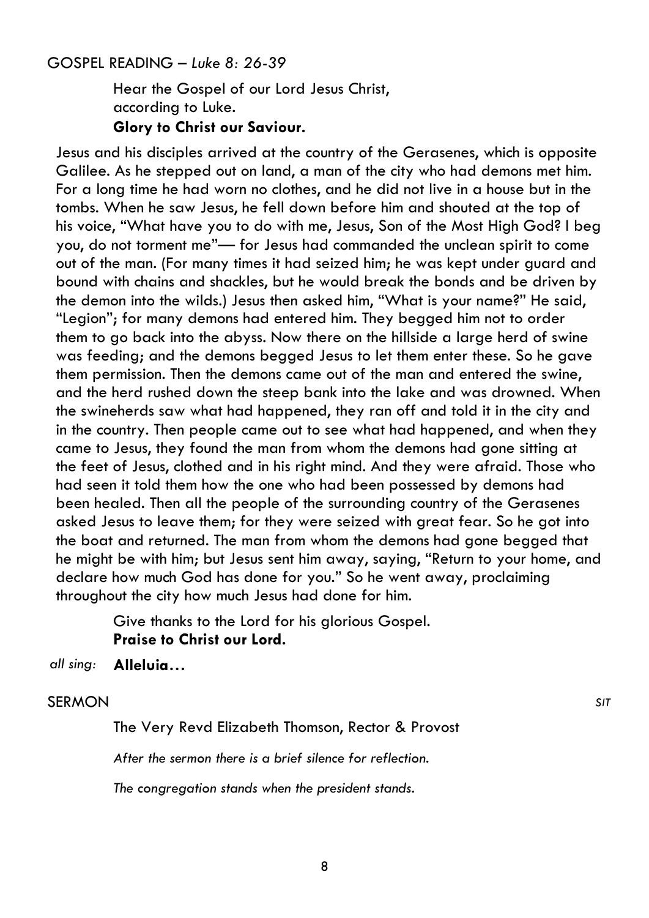## GOSPEL READING – *Luke 8: 26-39*

Hear the Gospel of our Lord Jesus Christ,
according to Luke.
**Glory to Christ our Saviour.**

Jesus and his disciples arrived at the country of the Gerasenes, which is opposite Galilee. As he stepped out on land, a man of the city who had demons met him. For a long time he had worn no clothes, and he did not live in a house but in the tombs. When he saw Jesus, he fell down before him and shouted at the top of his voice, "What have you to do with me, Jesus, Son of the Most High God? I beg you, do not torment me"— for Jesus had commanded the unclean spirit to come out of the man. (For many times it had seized him; he was kept under guard and bound with chains and shackles, but he would break the bonds and be driven by the demon into the wilds.) Jesus then asked him, "What is your name?" He said, "Legion"; for many demons had entered him. They begged him not to order them to go back into the abyss. Now there on the hillside a large herd of swine was feeding; and the demons begged Jesus to let them enter these. So he gave them permission. Then the demons came out of the man and entered the swine, and the herd rushed down the steep bank into the lake and was drowned. When the swineherds saw what had happened, they ran off and told it in the city and in the country. Then people came out to see what had happened, and when they came to Jesus, they found the man from whom the demons had gone sitting at the feet of Jesus, clothed and in his right mind. And they were afraid. Those who had seen it told them how the one who had been possessed by demons had been healed. Then all the people of the surrounding country of the Gerasenes asked Jesus to leave them; for they were seized with great fear. So he got into the boat and returned. The man from whom the demons had gone begged that he might be with him; but Jesus sent him away, saying, "Return to your home, and declare how much God has done for you." So he went away, proclaiming throughout the city how much Jesus had done for him.

Give thanks to the Lord for his glorious Gospel.
**Praise to Christ our Lord.**

*all sing:* **Alleluia…**

## SERMON *SIT*

The Very Revd Elizabeth Thomson, Rector & Provost

*After the sermon there is a brief silence for reflection.*

*The congregation stands when the president stands.*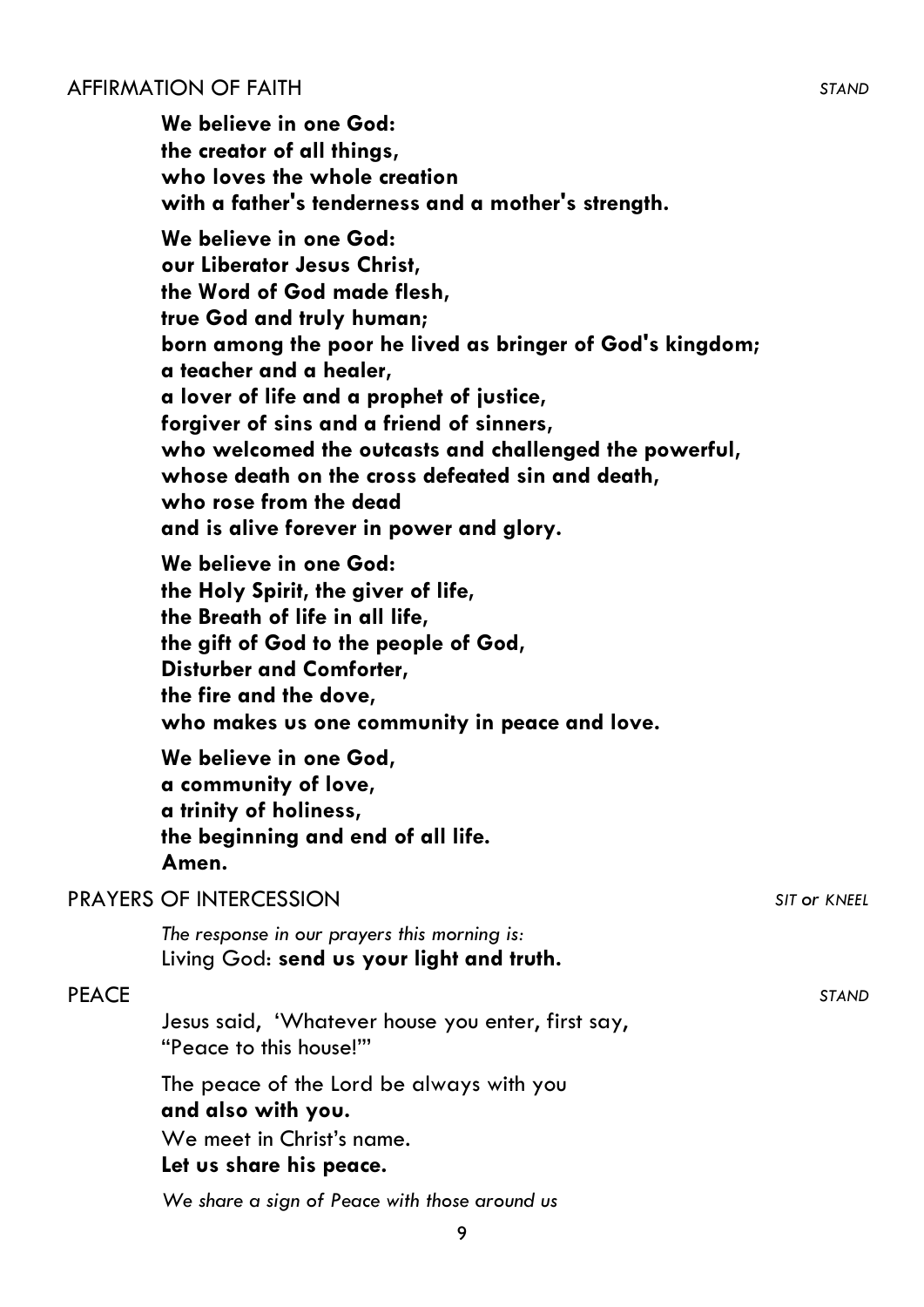## AFFIRMATION OF FAITH *STAND*

**We believe in one God:**
**the creator of all things,**
**who loves the whole creation**
**with a father's tenderness and a mother's strength.**

**We believe in one God:**
**our Liberator Jesus Christ,**
**the Word of God made flesh,**
**true God and truly human;**
**born among the poor he lived as bringer of God's kingdom;**
**a teacher and a healer,**
**a lover of life and a prophet of justice,**
**forgiver of sins and a friend of sinners,**
**who welcomed the outcasts and challenged the powerful,**
**whose death on the cross defeated sin and death,**
**who rose from the dead**
**and is alive forever in power and glory.**

**We believe in one God:**
**the Holy Spirit, the giver of life,**
**the Breath of life in all life,**
**the gift of God to the people of God,**
**Disturber and Comforter,**
**the fire and the dove,**
**who makes us one community in peace and love.**

**We believe in one God,**
**a community of love,**
**a trinity of holiness,**
**the beginning and end of all life.**
**Amen.**

## PRAYERS OF INTERCESSION *SIT or KNEEL*

*The response in our prayers this morning is:*
Living God: **send us your light and truth.**

## PEACE *STAND*

Jesus said, 'Whatever house you enter, first say, "Peace to this house!"'

The peace of the Lord be always with you
**and also with you.**
We meet in Christ's name.
**Let us share his peace.**

*We share a sign of Peace with those around us*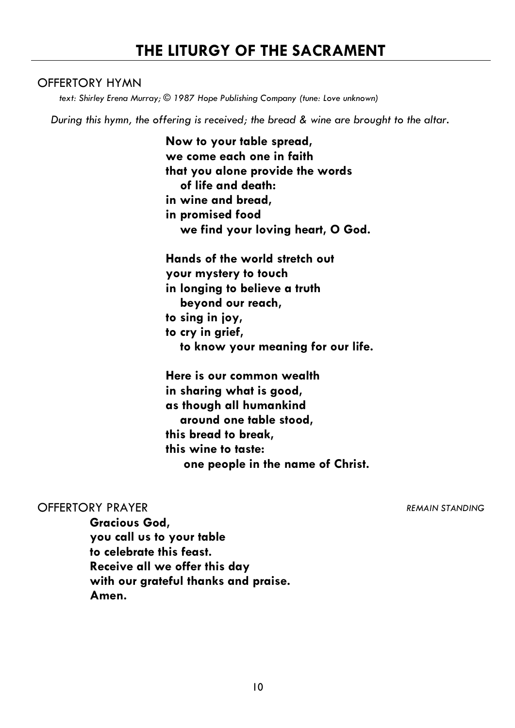# THE LITURGY OF THE SACRAMENT

## OFFERTORY HYMN

*text: Shirley Erena Murray; © 1987 Hope Publishing Company (tune: Love unknown)*

*During this hymn, the offering is received; the bread & wine are brought to the altar.*

**Now to your table spread,**
**we come each one in faith**
**that you alone provide the words**
**of life and death:**
**in wine and bread,**
**in promised food**
**we find your loving heart, O God.**

**Hands of the world stretch out**
**your mystery to touch**
**in longing to believe a truth**
**beyond our reach,**
**to sing in joy,**
**to cry in grief,**
**to know your meaning for our life.**

**Here is our common wealth**
**in sharing what is good,**
**as though all humankind**
**around one table stood,**
**this bread to break,**
**this wine to taste:**
**one people in the name of Christ.**

## OFFERTORY PRAYER

*REMAIN STANDING*

**Gracious God,**
**you call us to your table**
**to celebrate this feast.**
**Receive all we offer this day**
**with our grateful thanks and praise.**
**Amen.**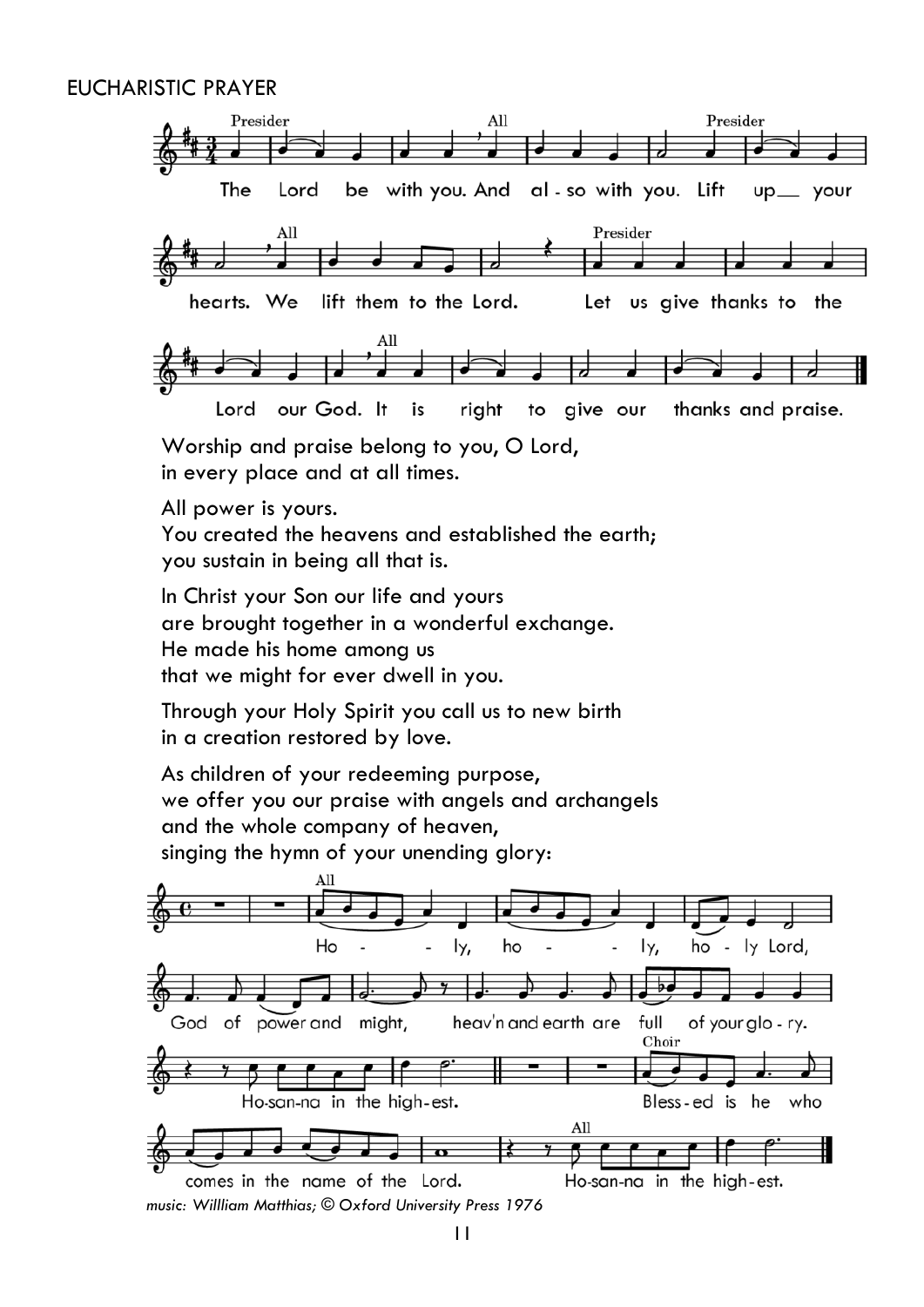EUCHARISTIC PRAYER

Presider: The Lord be with you.
All: And also with you.
Presider: Lift up your hearts.
All: We lift them to the Lord.
Presider: Let us give thanks to the Lord our God.
All: It is right to give our thanks and praise.

Worship and praise belong to you, O Lord,
in every place and at all times.

All power is yours.
You created the heavens and established the earth;
you sustain in being all that is.

In Christ your Son our life and yours
are brought together in a wonderful exchange.
He made his home among us
that we might for ever dwell in you.

Through your Holy Spirit you call us to new birth
in a creation restored by love.

As children of your redeeming purpose,
we offer you our praise with angels and archangels
and the whole company of heaven,
singing the hymn of your unending glory:

All: Holy, holy, holy Lord,
God of power and might,
heav'n and earth are full of your glory.
Hosanna in the highest.

Choir: Blessed is he who comes in the name of the Lord.

All: Hosanna in the highest.

*music: Willliam Matthias; © Oxford University Press 1976*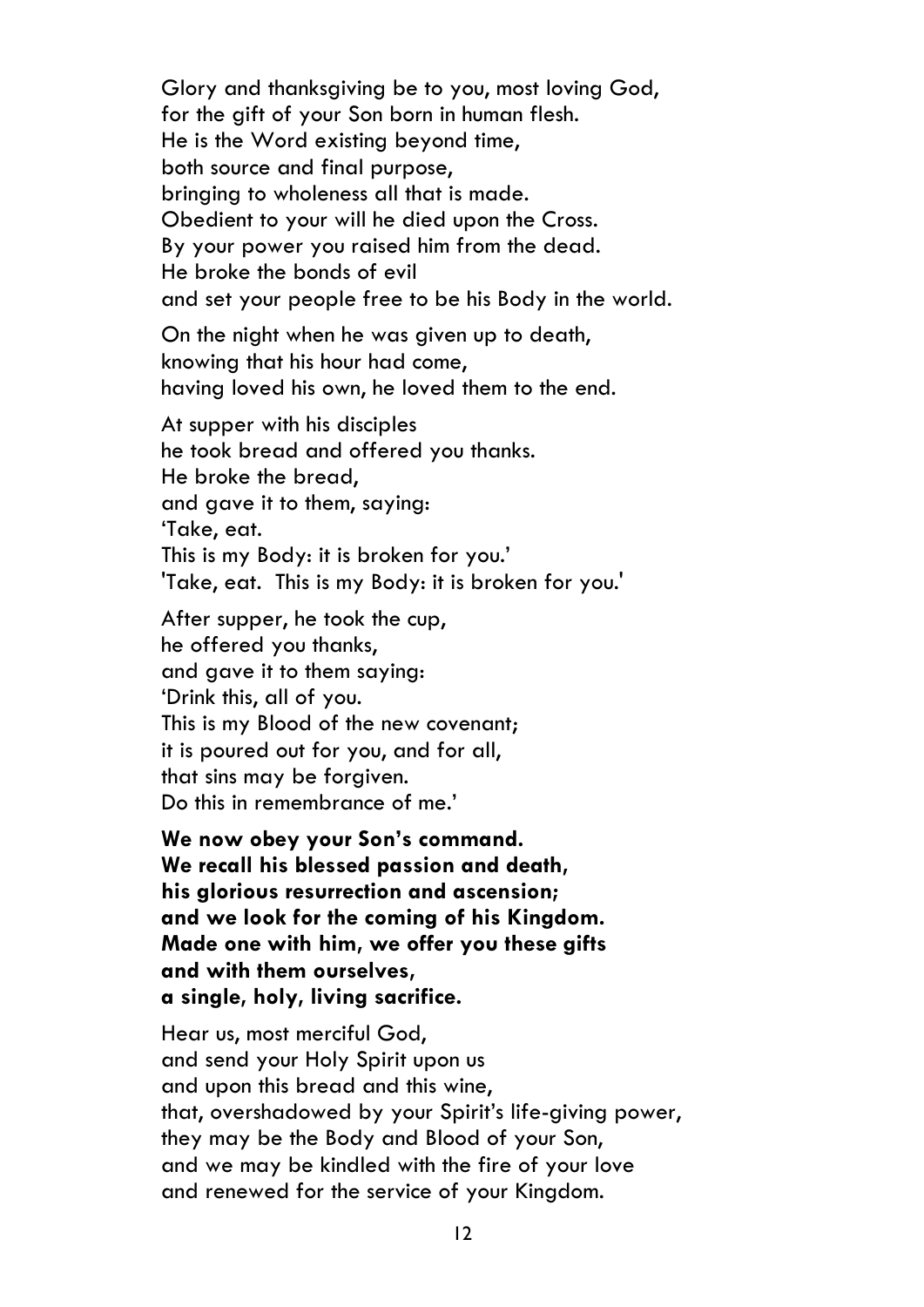Glory and thanksgiving be to you, most loving God,
for the gift of your Son born in human flesh.
He is the Word existing beyond time,
both source and final purpose,
bringing to wholeness all that is made.
Obedient to your will he died upon the Cross.
By your power you raised him from the dead.
He broke the bonds of evil
and set your people free to be his Body in the world.

On the night when he was given up to death,
knowing that his hour had come,
having loved his own, he loved them to the end.

At supper with his disciples
he took bread and offered you thanks.
He broke the bread,
and gave it to them, saying:
'Take, eat.
This is my Body: it is broken for you.'
'Take, eat. This is my Body: it is broken for you.'

After supper, he took the cup,
he offered you thanks,
and gave it to them saying:
'Drink this, all of you.
This is my Blood of the new covenant;
it is poured out for you, and for all,
that sins may be forgiven.
Do this in remembrance of me.'

**We now obey your Son's command.**
**We recall his blessed passion and death,**
**his glorious resurrection and ascension;**
**and we look for the coming of his Kingdom.**
**Made one with him, we offer you these gifts**
**and with them ourselves,**
**a single, holy, living sacrifice.**

Hear us, most merciful God,
and send your Holy Spirit upon us
and upon this bread and this wine,
that, overshadowed by your Spirit's life-giving power,
they may be the Body and Blood of your Son,
and we may be kindled with the fire of your love
and renewed for the service of your Kingdom.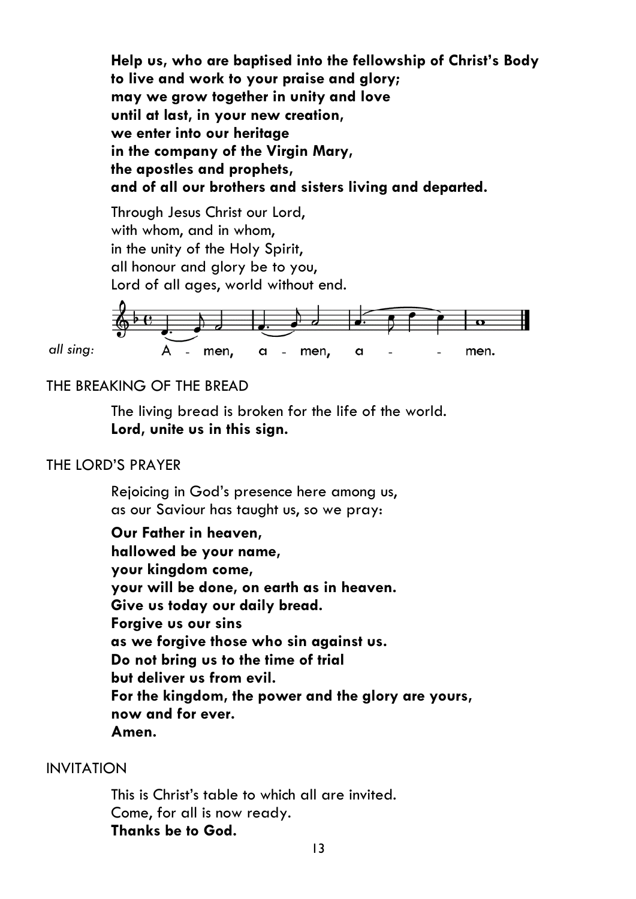**Help us, who are baptised into the fellowship of Christ's Body**
**to live and work to your praise and glory;**
**may we grow together in unity and love**
**until at last, in your new creation,**
**we enter into our heritage**
**in the company of the Virgin Mary,**
**the apostles and prophets,**
**and of all our brothers and sisters living and departed.**

Through Jesus Christ our Lord,
with whom, and in whom,
in the unity of the Holy Spirit,
all honour and glory be to you,
Lord of all ages, world without end.

*all sing:* A - men, a - men, a - - men.

THE BREAKING OF THE BREAD

The living bread is broken for the life of the world.
**Lord, unite us in this sign.**

THE LORD'S PRAYER

Rejoicing in God's presence here among us,
as our Saviour has taught us, so we pray:

**Our Father in heaven,**
**hallowed be your name,**
**your kingdom come,**
**your will be done, on earth as in heaven.**
**Give us today our daily bread.**
**Forgive us our sins**
**as we forgive those who sin against us.**
**Do not bring us to the time of trial**
**but deliver us from evil.**
**For the kingdom, the power and the glory are yours,**
**now and for ever.**
**Amen.**

INVITATION

This is Christ's table to which all are invited.
Come, for all is now ready.
**Thanks be to God.**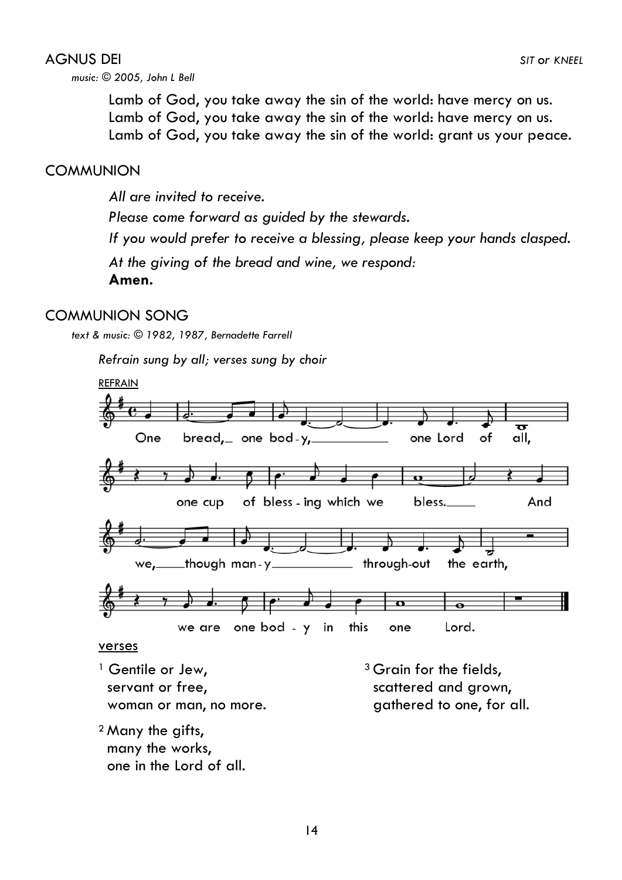## AGNUS DEI

*SIT or KNEEL*

*music: © 2005, John L Bell*

Lamb of God, you take away the sin of the world: have mercy on us.
Lamb of God, you take away the sin of the world: have mercy on us.
Lamb of God, you take away the sin of the world: grant us your peace.

## COMMUNION

*All are invited to receive.*

*Please come forward as guided by the stewards.*

*If you would prefer to receive a blessing, please keep your hands clasped.*

*At the giving of the bread and wine, we respond:*
**Amen.**

## COMMUNION SONG

*text & music: © 1982, 1987, Bernadette Farrell*

*Refrain sung by all; verses sung by choir*

REFRAIN

One bread, one body, one Lord of all,
one cup of blessing which we bless.
And we, though many throughout the earth,
we are one body in this one Lord.

verses

[1] Gentile or Jew,
servant or free,
woman or man, no more.

[2] Many the gifts,
many the works,
one in the Lord of all.

[3] Grain for the fields,
scattered and grown,
gathered to one, for all.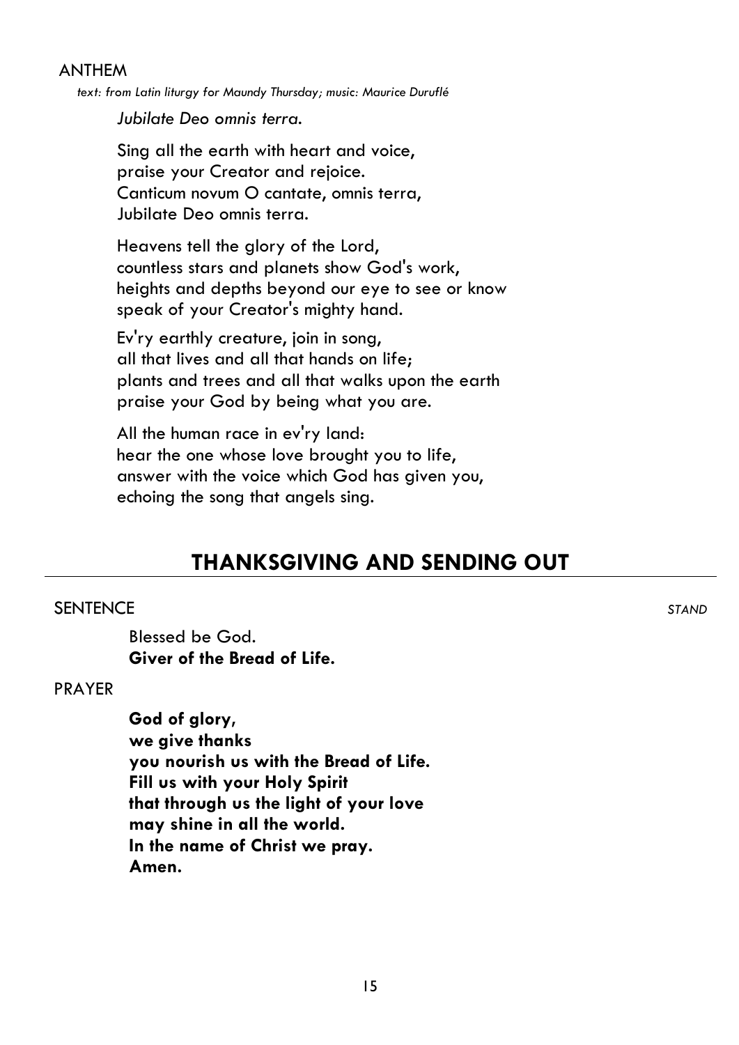ANTHEM

*text: from Latin liturgy for Maundy Thursday; music: Maurice Duruflé*

*Jubilate Deo omnis terra.*

Sing all the earth with heart and voice,
praise your Creator and rejoice.
Canticum novum O cantate, omnis terra,
Jubilate Deo omnis terra.

Heavens tell the glory of the Lord,
countless stars and planets show God's work,
heights and depths beyond our eye to see or know
speak of your Creator's mighty hand.

Ev'ry earthly creature, join in song,
all that lives and all that hands on life;
plants and trees and all that walks upon the earth
praise your God by being what you are.

All the human race in ev'ry land:
hear the one whose love brought you to life,
answer with the voice which God has given you,
echoing the song that angels sing.

## THANKSGIVING AND SENDING OUT

SENTENCE *STAND*

Blessed be God.
**Giver of the Bread of Life.**

PRAYER

**God of glory,
we give thanks
you nourish us with the Bread of Life.
Fill us with your Holy Spirit
that through us the light of your love
may shine in all the world.
In the name of Christ we pray.
Amen.**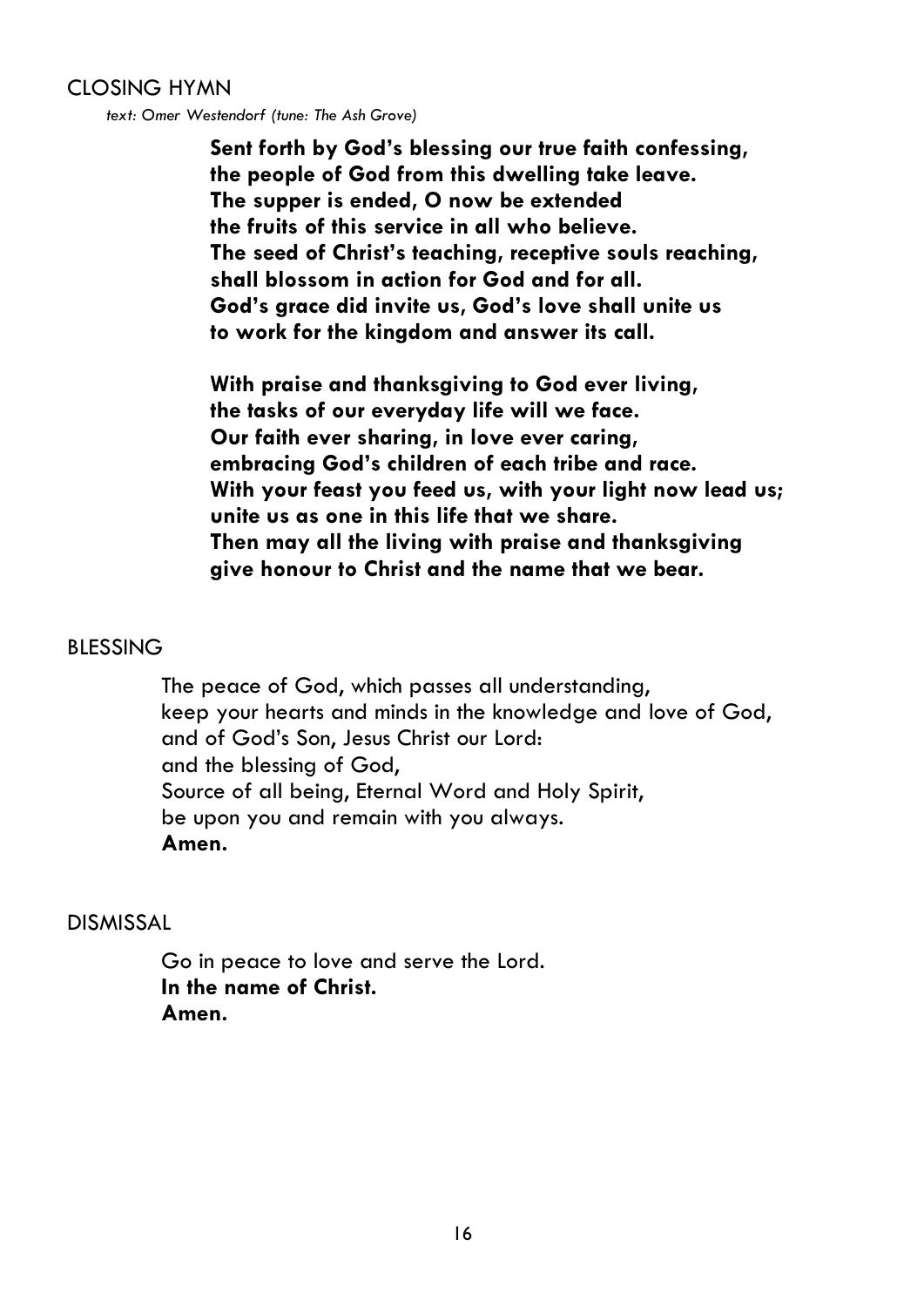## CLOSING HYMN

*text: Omer Westendorf (tune: The Ash Grove)*

**Sent forth by God's blessing our true faith confessing,**
**the people of God from this dwelling take leave.**
**The supper is ended, O now be extended**
**the fruits of this service in all who believe.**
**The seed of Christ's teaching, receptive souls reaching,**
**shall blossom in action for God and for all.**
**God's grace did invite us, God's love shall unite us**
**to work for the kingdom and answer its call.**

**With praise and thanksgiving to God ever living,**
**the tasks of our everyday life will we face.**
**Our faith ever sharing, in love ever caring,**
**embracing God's children of each tribe and race.**
**With your feast you feed us, with your light now lead us;**
**unite us as one in this life that we share.**
**Then may all the living with praise and thanksgiving**
**give honour to Christ and the name that we bear.**

## BLESSING

The peace of God, which passes all understanding,
keep your hearts and minds in the knowledge and love of God,
and of God's Son, Jesus Christ our Lord:
and the blessing of God,
Source of all being, Eternal Word and Holy Spirit,
be upon you and remain with you always.
**Amen.**

## DISMISSAL

Go in peace to love and serve the Lord.
**In the name of Christ.**
**Amen.**